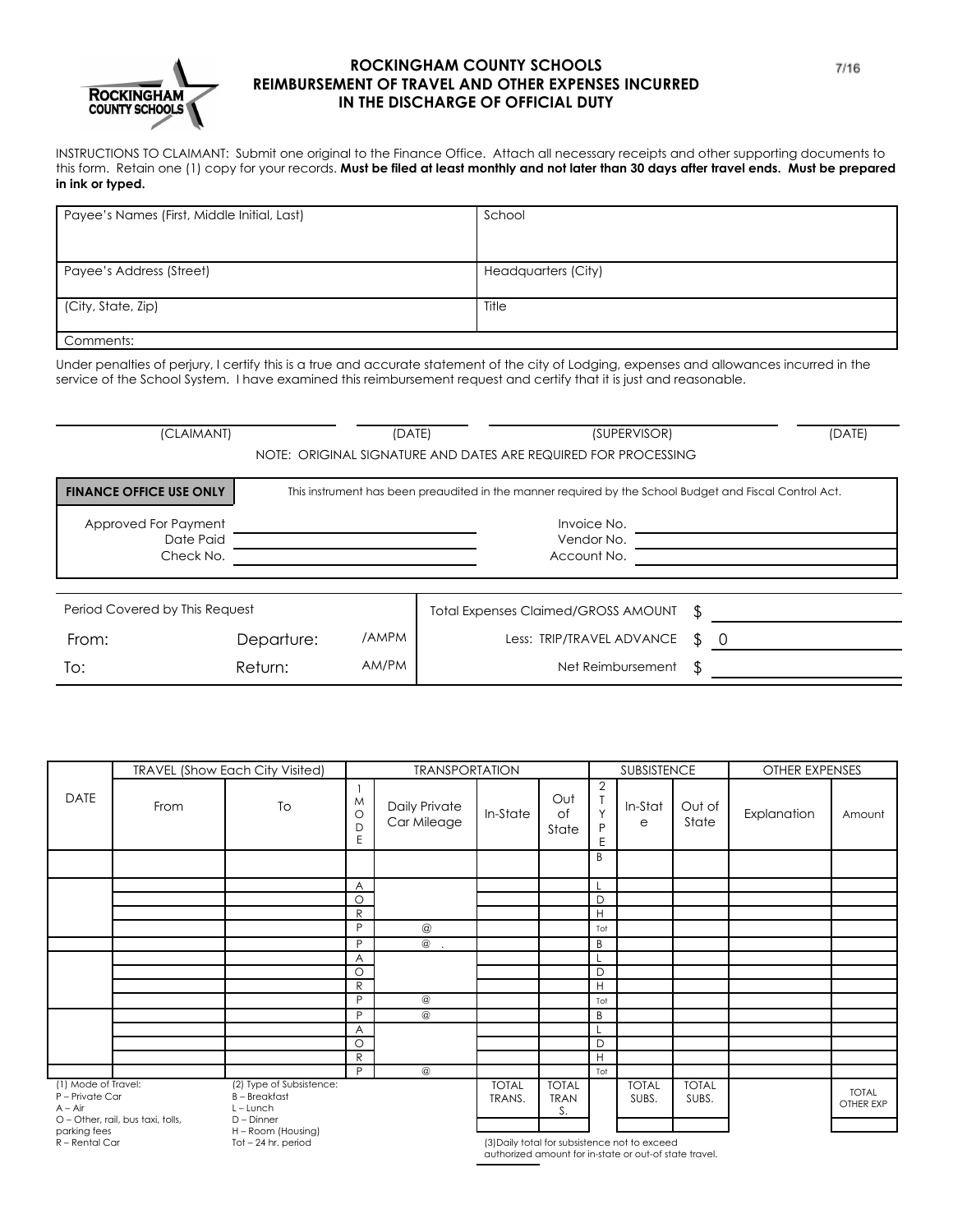# ROCKINGHAM COUNTY SCHOOLS
## REIMBURSEMENT OF TRAVEL AND OTHER EXPENSES INCURRED IN THE DISCHARGE OF OFFICIAL DUTY

7/16

INSTRUCTIONS TO CLAIMANT: Submit one original to the Finance Office. Attach all necessary receipts and other supporting documents to this form. Retain one (1) copy for your records. **Must be filed at least monthly and not later than 30 days after travel ends. Must be prepared in ink or typed.**

| Payee's Names (First, Middle Initial, Last) | School |
|---|---|
| Payee's Address (Street) | Headquarters (City) |
| (City, State, Zip) | Title |
| Comments: | |

Under penalties of perjury, I certify this is a true and accurate statement of the city of Lodging, expenses and allowances incurred in the service of the School System. I have examined this reimbursement request and certify that it is just and reasonable.

(CLAIMANT) (DATE) (SUPERVISOR) (DATE)

NOTE: ORIGINAL SIGNATURE AND DATES ARE REQUIRED FOR PROCESSING

**FINANCE OFFICE USE ONLY** — This instrument has been preaudited in the manner required by the School Budget and Fiscal Control Act.

| | | | |
|---|---|---|---|
| Approved For Payment | | Invoice No. | |
| Date Paid | | Vendor No. | |
| Check No. | | Account No. | |

| Period Covered by This Request | | | Total Expenses Claimed/GROSS AMOUNT | $ |
|---|---|---|---|---|
| From: | Departure: | /AMPM | Less: TRIP/TRAVEL ADVANCE | $ 0 |
| To: | Return: | AM/PM | Net Reimbursement | $ |

| DATE | TRAVEL (Show Each City Visited) | | TRANSPORTATION | | | | SUBSISTENCE | | | OTHER EXPENSES | |
|---|---|---|---|---|---|---|---|---|---|---|---|
| | From | To | 1 MODE | Daily Private Car Mileage | In-State | Out of State | 2 TYPE | In-State | Out of State | Explanation | Amount |
| | | | | | | | B | | | | |
| | | | A | | | | L | | | | |
| | | | O | | | | D | | | | |
| | | | R | | | | H | | | | |
| | | | P | @ | | | Tot | | | | |
| | | | P | @ . | | | B | | | | |
| | | | A | | | | L | | | | |
| | | | O | | | | D | | | | |
| | | | R | | | | H | | | | |
| | | | P | @ | | | Tot | | | | |
| | | | P | @ | | | B | | | | |
| | | | A | | | | L | | | | |
| | | | O | | | | D | | | | |
| | | | R | | | | H | | | | |
| | | | P | @ | | | Tot | | | | |
| | | | | | TOTAL TRANS. | TOTAL TRANS. | | TOTAL SUBS. | TOTAL SUBS. | | TOTAL OTHER EXP |

(1) Mode of Travel:
P – Private Car
A – Air
O – Other, rail, bus taxi, tolls, parking fees
R – Rental Car

(2) Type of Subsistence:
B – Breakfast
L – Lunch
D – Dinner
H – Room (Housing)
Tot – 24 hr. period

(3)Daily total for subsistence not to exceed authorized amount for in-state or out-of state travel.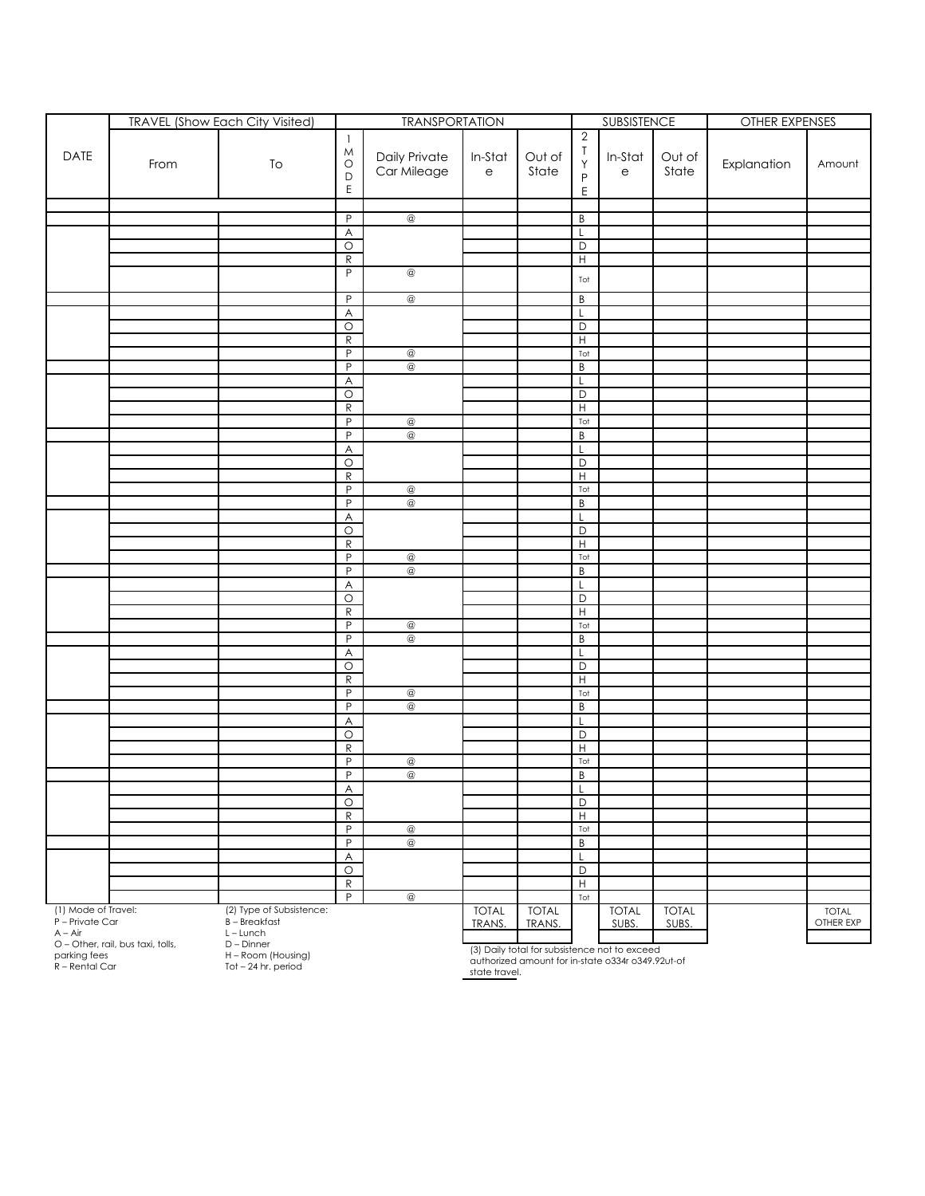| | TRAVEL (Show Each City Visited) | | TRANSPORTATION | | | | SUBSISTENCE | | | OTHER EXPENSES | |
|---|---|---|---|---|---|---|---|---|---|---|---|
| DATE | From | To | 1 MODE | Daily Private Car Mileage | In-State | Out of State | 2 TYPE | In-State | Out of State | Explanation | Amount |
| | | | | | | | | | | | |
| | | | P | @ | | | B | | | | |
| | | | A | | | | L | | | | |
| | | | O | | | | D | | | | |
| | | | R | | | | H | | | | |
| | | | P | @ | | | Tot | | | | |
| | | | P | @ | | | B | | | | |
| | | | A | | | | L | | | | |
| | | | O | | | | D | | | | |
| | | | R | | | | H | | | | |
| | | | P | @ | | | Tot | | | | |
| | | | P | @ | | | B | | | | |
| | | | A | | | | L | | | | |
| | | | O | | | | D | | | | |
| | | | R | | | | H | | | | |
| | | | P | @ | | | Tot | | | | |
| | | | P | @ | | | B | | | | |
| | | | A | | | | L | | | | |
| | | | O | | | | D | | | | |
| | | | R | | | | H | | | | |
| | | | P | @ | | | Tot | | | | |
| | | | P | @ | | | B | | | | |
| | | | A | | | | L | | | | |
| | | | O | | | | D | | | | |
| | | | R | | | | H | | | | |
| | | | P | @ | | | Tot | | | | |
| | | | P | @ | | | B | | | | |
| | | | A | | | | L | | | | |
| | | | O | | | | D | | | | |
| | | | R | | | | H | | | | |
| | | | P | @ | | | Tot | | | | |
| | | | P | @ | | | B | | | | |
| | | | A | | | | L | | | | |
| | | | O | | | | D | | | | |
| | | | R | | | | H | | | | |
| | | | P | @ | | | Tot | | | | |
| | | | P | @ | | | B | | | | |
| | | | A | | | | L | | | | |
| | | | O | | | | D | | | | |
| | | | R | | | | H | | | | |
| | | | P | @ | | | Tot | | | | |
| | | | P | @ | | | B | | | | |
| | | | A | | | | L | | | | |
| | | | O | | | | D | | | | |
| | | | R | | | | H | | | | |
| | | | P | @ | | | Tot | | | | |
| | | | P | @ | | | B | | | | |
| | | | A | | | | L | | | | |
| | | | O | | | | D | | | | |
| | | | R | | | | H | | | | |
| | | | P | @ | | | Tot | | | | |
| | | | | | TOTAL TRANS. | TOTAL TRANS. | | TOTAL SUBS. | TOTAL SUBS. | | TOTAL OTHER EXP |

(1) Mode of Travel:
P – Private Car
A – Air
O – Other, rail, bus taxi, tolls, parking fees
R – Rental Car

(2) Type of Subsistence:
B – Breakfast
L – Lunch
D – Dinner
H – Room (Housing)
Tot – 24 hr. period

(3) Daily total for subsistence not to exceed authorized amount for in-state o334r o349.92ut-of state travel.